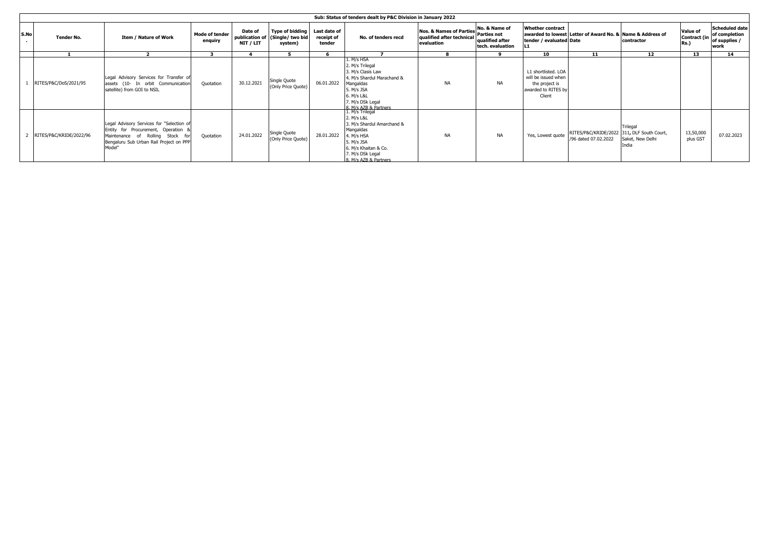| Sub: Status of tenders dealt by P&C Division in January 2022 | | | | | | | | | | | | | |
|---|---|---|---|---|---|---|---|---|---|---|---|---|---|
| S.No. | Tender No. | Item / Nature of Work | Mode of tender enquiry | Date of publication of NIT / LIT | Type of bidding (Single/ two bid system) | Last date of receipt of tender | No. of tenders recd | Nos. & Names of Parties qualified after technical evaluation | No. & Name of Parties not qualified after tech. evaluation | Whether contract awarded to lowest tender / evaluated L1 | Letter of Award No. & Date | Name & Address of contractor | Value of Contract (in Rs.) | Scheduled date of completion of supplies / work |
| | 1 | 2 | 3 | 4 | 5 | 6 | 7 | 8 | 9 | 10 | 11 | 12 | 13 | 14 |
| 1 | RITES/P&C/DoS/2021/95 | Legal Advisory Services for Transfer of assets (10- In orbit Communication satellite) from GOI to NSIL | Quotation | 30.12.2021 | Single Quote (Only Price Quote) | 06.01.2022 | 1. M/s HSA<br>2. M/s Trilegal<br>3. M/s Clasis Law<br>4. M/s Shardul Marachand & Mangaldas<br>5. M/s JSA<br>6. M/s L&L<br>7. M/s DSk Legal<br>8. M/s AZB & Partners | NA | NA | L1 shortlisted. LOA will be issued when the project is awarded to RITES by Client | | | | |
| 2 | RITES/P&C/KRIDE/2022/96 | Legal Advisory Services for "Selection of Entity for Procurement, Operation & Maintenance of Rolling Stock for Bengaluru Sub Urban Rail Project on PPP Model" | Quotation | 24.01.2022 | Single Quote (Only Price Quote) | 28.01.2022 | 1. M/s Trilegal<br>2. M/s L&L<br>3. M/s Shardul Amarchand & Mangaldas<br>4. M/s HSA<br>5. M/s JSA<br>6. M/s Khaitan & Co.<br>7. M/s DSk Legal<br>8. M/s AZB & Partners | NA | NA | Yes, Lowest quote | RITES/P&C/KRIDE/2022/96 dated 07.02.2022 | Trilegal<br>311, DLF South Court, Saket, New Delhi India | 13,50,000 plus GST | 07.02.2023 |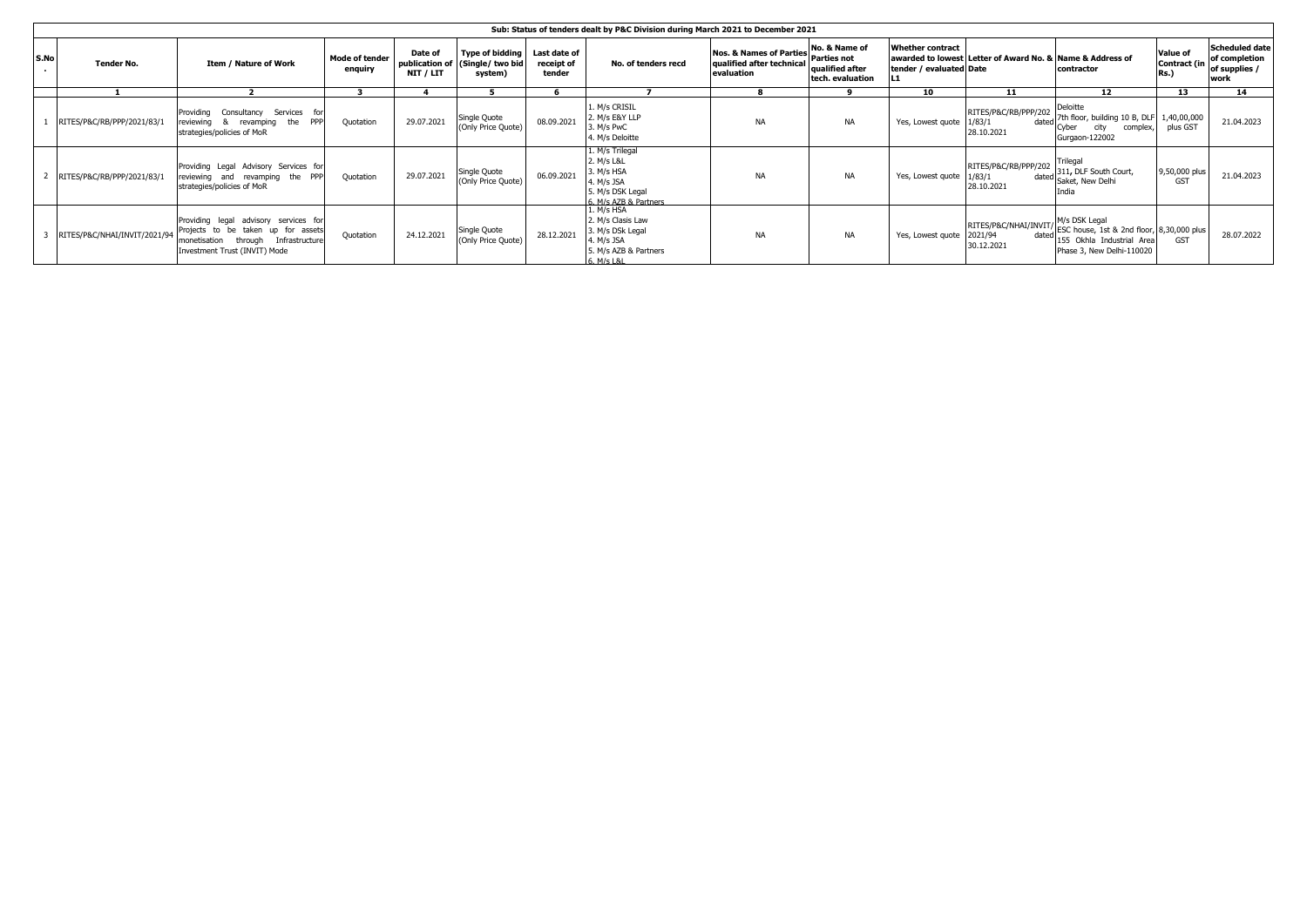**Sub: Status of tenders dealt by P&C Division during March 2021 to December 2021**

| S.No. | Tender No. | Item / Nature of Work | Mode of tender enquiry | Date of publication of NIT / LIT | Type of bidding (Single/ two bid system) | Last date of receipt of tender | No. of tenders recd | Nos. & Names of Parties qualified after technical evaluation | No. & Name of Parties not qualified after tech. evaluation | Whether contract awarded to lowest tender / evaluated L1 | Letter of Award No. & Date | Name & Address of contractor | Value of Contract (in Rs.) | Scheduled date of completion of supplies / work |
|---|---|---|---|---|---|---|---|---|---|---|---|---|---|---|
| | 1 | 2 | 3 | 4 | 5 | 6 | 7 | 8 | 9 | 10 | 11 | 12 | 13 | 14 |
| 1 | RITES/P&C/RB/PPP/2021/83/1 | Providing Consultancy Services for reviewing & revamping the PPP strategies/policies of MoR | Quotation | 29.07.2021 | Single Quote (Only Price Quote) | 08.09.2021 | 1. M/s CRISIL<br>2. M/s E&Y LLP<br>3. M/s PwC<br>4. M/s Deloitte | NA | NA | Yes, Lowest quote | RITES/P&C/RB/PPP/2021/83/1 dated 28.10.2021 | Deloitte<br>7th floor, building 10 B, DLF Cyber city complex, Gurgaon-122002 | 1,40,00,000 plus GST | 21.04.2023 |
| 2 | RITES/P&C/RB/PPP/2021/83/1 | Providing Legal Advisory Services for reviewing and revamping the PPP strategies/policies of MoR | Quotation | 29.07.2021 | Single Quote (Only Price Quote) | 06.09.2021 | 1. M/s Trilegal<br>2. M/s L&L<br>3. M/s HSA<br>4. M/s JSA<br>5. M/s DSK Legal<br>6. M/s AZB & Partners | NA | NA | Yes, Lowest quote | RITES/P&C/RB/PPP/2021/83/1 dated 28.10.2021 | Trilegal<br>311, DLF South Court, Saket, New Delhi India | 9,50,000 plus GST | 21.04.2023 |
| 3 | RITES/P&C/NHAI/INVIT/2021/94 | Providing legal advisory services for Projects to be taken up for assets monetisation through Infrastructure Investment Trust (INVIT) Mode | Quotation | 24.12.2021 | Single Quote (Only Price Quote) | 28.12.2021 | 1. M/s HSA<br>2. M/s Clasis Law<br>3. M/s DSk Legal<br>4. M/s JSA<br>5. M/s AZB & Partners<br>6. M/s L&L | NA | NA | Yes, Lowest quote | RITES/P&C/NHAI/INVIT/2021/94 dated 30.12.2021 | M/s DSK Legal<br>ESC house, 1st & 2nd floor, 155 Okhla Industrial Area Phase 3, New Delhi-110020 | 8,30,000 plus GST | 28.07.2022 |